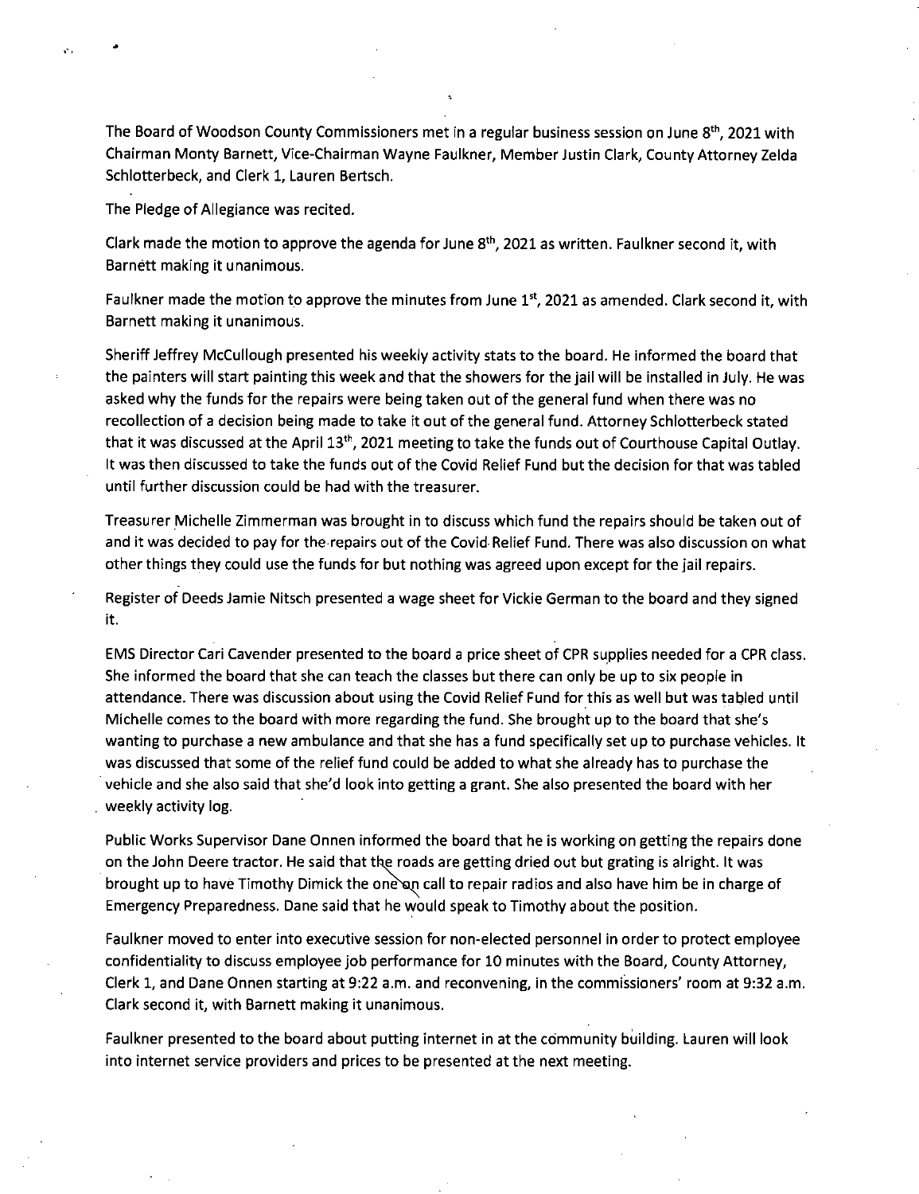The Board of Woodson County Commissioners met in a regular business session on June 8th, 2021 with Chairman Monty Barnett, Vice-Chairman Wayne Faulkner, Member Justin Clark, County Attorney Zelda Schlotterbeck, and Clerk 1, Lauren Bertsch.

The Pledge of Allegiance was recited.

Clark made the motion to approve the agenda for June 8th, 2021 as written. Faulkner second it, with Barnett making it unanimous.

Faulkner made the motion to approve the minutes from June 1st, 2021 as amended. Clark second it, with Barnett making it unanimous.

Sheriff Jeffrey McCullough presented his weekly activity stats to the board. He informed the board that the painters will start painting this week and that the showers for the jail will be installed in July. He was asked why the funds for the repairs were being taken out of the general fund when there was no recollection of a decision being made to take it out of the general fund. Attorney Schlotterbeck stated that it was discussed at the April 13th, 2021 meeting to take the funds out of Courthouse Capital Outlay. It was then discussed to take the funds out of the Covid Relief Fund but the decision for that was tabled until further discussion could be had with the treasurer.

Treasurer Michelle Zimmerman was brought in to discuss which fund the repairs should be taken out of and it was decided to pay for the repairs out of the Covid Relief Fund. There was also discussion on what other things they could use the funds for but nothing was agreed upon except for the jail repairs.

Register of Deeds Jamie Nitsch presented a wage sheet for Vickie German to the board and they signed it.

EMS Director Cari Cavender presented to the board a price sheet of CPR supplies needed for a CPR class. She informed the board that she can teach the classes but there can only be up to six people in attendance. There was discussion about using the Covid Relief Fund for this as well but was tabled until Michelle comes to the board with more regarding the fund. She brought up to the board that she's wanting to purchase a new ambulance and that she has a fund specifically set up to purchase vehicles. It was discussed that some of the relief fund could be added to what she already has to purchase the vehicle and she also said that she'd look into getting a grant. She also presented the board with her weekly activity log.

Public Works Supervisor Dane Onnen informed the board that he is working on getting the repairs done on the John Deere tractor. He said that the roads are getting dried out but grating is alright. It was brought up to have Timothy Dimick the one on call to repair radios and also have him be in charge of Emergency Preparedness. Dane said that he would speak to Timothy about the position.

Faulkner moved to enter into executive session for non-elected personnel in order to protect employee confidentiality to discuss employee job performance for 10 minutes with the Board, County Attorney, Clerk 1, and Dane Onnen starting at 9:22 a.m. and reconvening, in the commissioners' room at 9:32 a.m. Clark second it, with Barnett making it unanimous.

Faulkner presented to the board about putting internet in at the community building. Lauren will look into internet service providers and prices to be presented at the next meeting.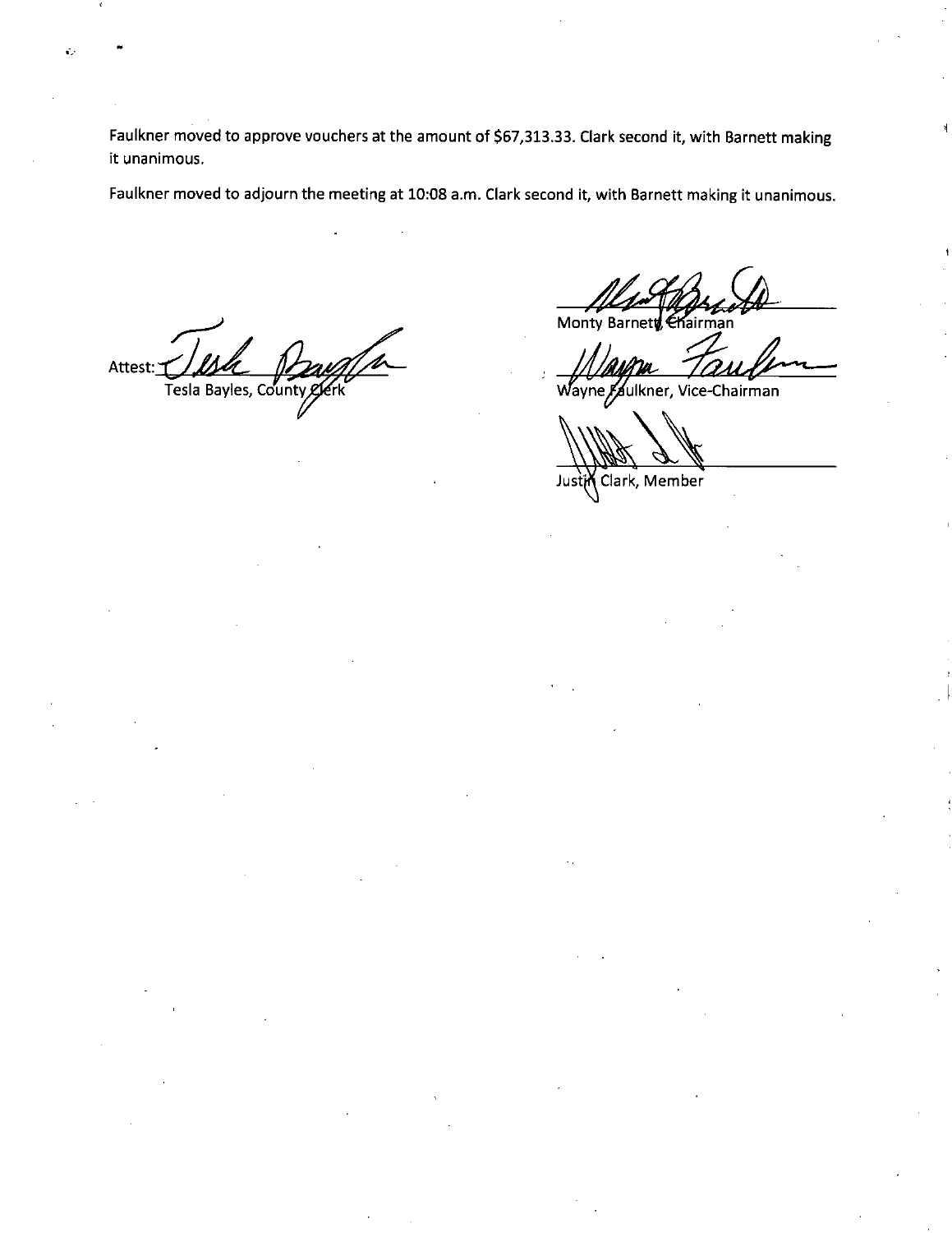Faulkner moved to approve vouchers at the amount of $67,313.33. Clark second it, with Barnett making it unanimous.

Faulkner moved to adjourn the meeting at 10:08 a.m. Clark second it, with Barnett making it unanimous.

Attest: ______________________
Tesla Bayles, County Clerk

______________________
Monty Barnett, Chairman

______________________
Wayne Faulkner, Vice-Chairman

______________________
Justin Clark, Member